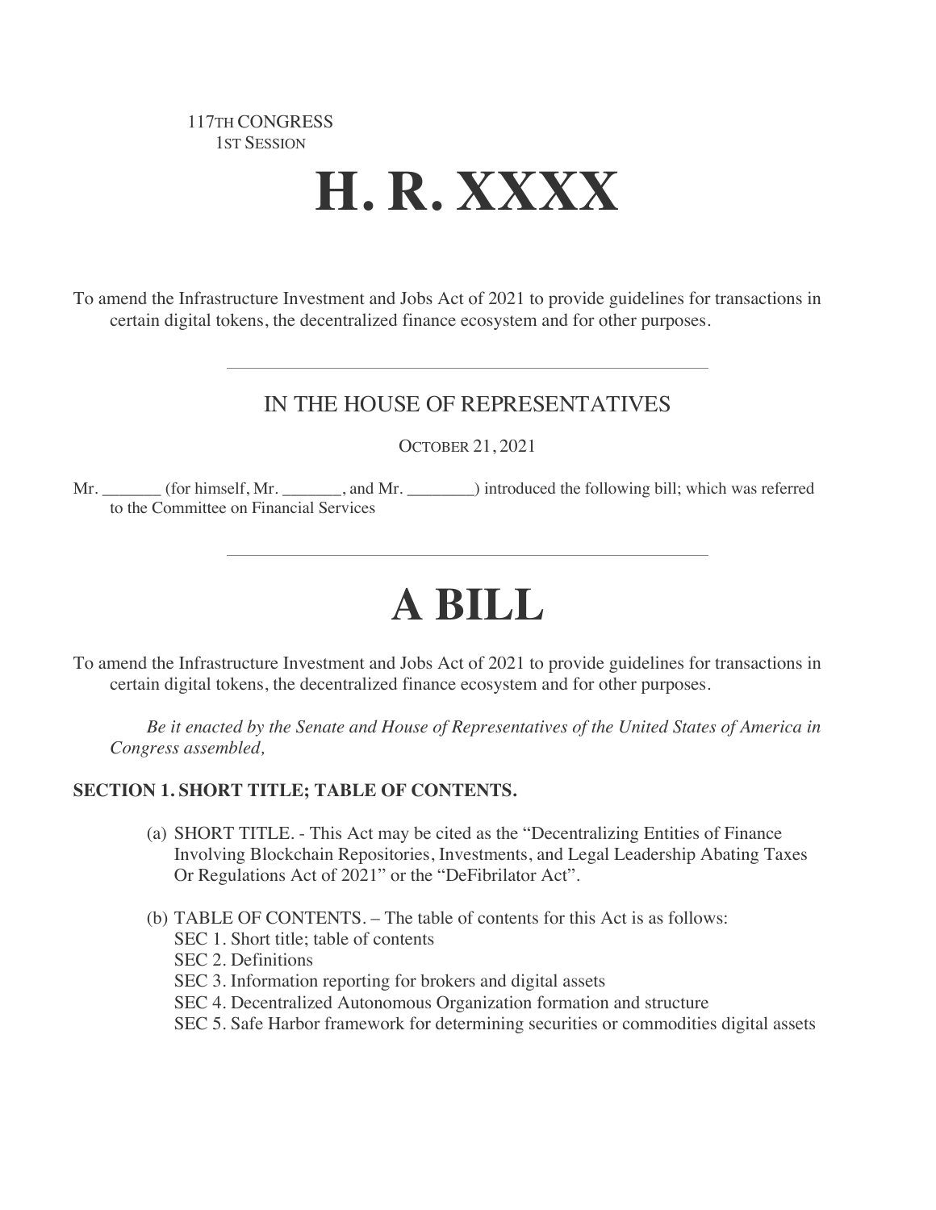117TH CONGRESS
1ST SESSION

# H. R. XXXX

To amend the Infrastructure Investment and Jobs Act of 2021 to provide guidelines for transactions in certain digital tokens, the decentralized finance ecosystem and for other purposes.

---

## IN THE HOUSE OF REPRESENTATIVES

OCTOBER 21, 2021

Mr. _______ (for himself, Mr. _______, and Mr. ________) introduced the following bill; which was referred to the Committee on Financial Services

---

# A BILL

To amend the Infrastructure Investment and Jobs Act of 2021 to provide guidelines for transactions in certain digital tokens, the decentralized finance ecosystem and for other purposes.

*Be it enacted by the Senate and House of Representatives of the United States of America in Congress assembled,*

### SECTION 1. SHORT TITLE; TABLE OF CONTENTS.

(a) SHORT TITLE. - This Act may be cited as the "Decentralizing Entities of Finance Involving Blockchain Repositories, Investments, and Legal Leadership Abating Taxes Or Regulations Act of 2021" or the "DeFibrilator Act".

(b) TABLE OF CONTENTS. – The table of contents for this Act is as follows:
- SEC 1. Short title; table of contents
- SEC 2. Definitions
- SEC 3. Information reporting for brokers and digital assets
- SEC 4. Decentralized Autonomous Organization formation and structure
- SEC 5. Safe Harbor framework for determining securities or commodities digital assets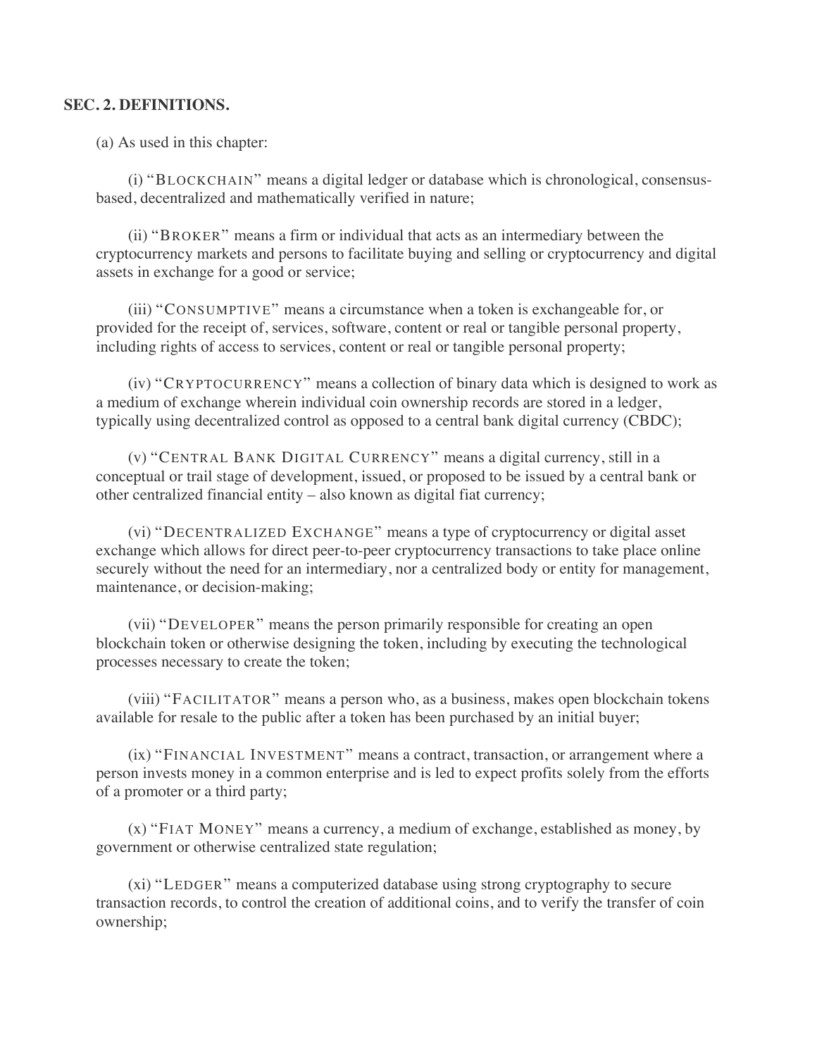**SEC. 2. DEFINITIONS.**

(a) As used in this chapter:

(i) "BLOCKCHAIN" means a digital ledger or database which is chronological, consensus-based, decentralized and mathematically verified in nature;

(ii) "BROKER" means a firm or individual that acts as an intermediary between the cryptocurrency markets and persons to facilitate buying and selling or cryptocurrency and digital assets in exchange for a good or service;

(iii) "CONSUMPTIVE" means a circumstance when a token is exchangeable for, or provided for the receipt of, services, software, content or real or tangible personal property, including rights of access to services, content or real or tangible personal property;

(iv) "CRYPTOCURRENCY" means a collection of binary data which is designed to work as a medium of exchange wherein individual coin ownership records are stored in a ledger, typically using decentralized control as opposed to a central bank digital currency (CBDC);

(v) "CENTRAL BANK DIGITAL CURRENCY" means a digital currency, still in a conceptual or trail stage of development, issued, or proposed to be issued by a central bank or other centralized financial entity – also known as digital fiat currency;

(vi) "DECENTRALIZED EXCHANGE" means a type of cryptocurrency or digital asset exchange which allows for direct peer-to-peer cryptocurrency transactions to take place online securely without the need for an intermediary, nor a centralized body or entity for management, maintenance, or decision-making;

(vii) "DEVELOPER" means the person primarily responsible for creating an open blockchain token or otherwise designing the token, including by executing the technological processes necessary to create the token;

(viii) "FACILITATOR" means a person who, as a business, makes open blockchain tokens available for resale to the public after a token has been purchased by an initial buyer;

(ix) "FINANCIAL INVESTMENT" means a contract, transaction, or arrangement where a person invests money in a common enterprise and is led to expect profits solely from the efforts of a promoter or a third party;

(x) "FIAT MONEY" means a currency, a medium of exchange, established as money, by government or otherwise centralized state regulation;

(xi) "LEDGER" means a computerized database using strong cryptography to secure transaction records, to control the creation of additional coins, and to verify the transfer of coin ownership;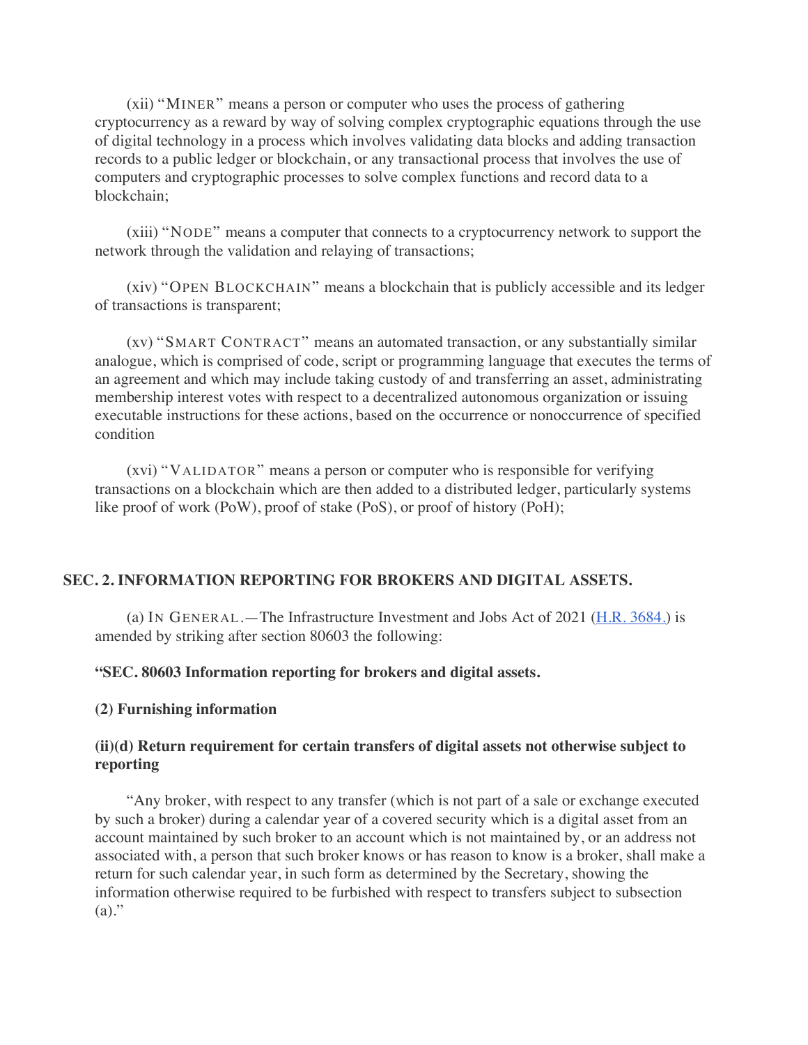(xii) "MINER" means a person or computer who uses the process of gathering cryptocurrency as a reward by way of solving complex cryptographic equations through the use of digital technology in a process which involves validating data blocks and adding transaction records to a public ledger or blockchain, or any transactional process that involves the use of computers and cryptographic processes to solve complex functions and record data to a blockchain;

(xiii) "NODE" means a computer that connects to a cryptocurrency network to support the network through the validation and relaying of transactions;

(xiv) "OPEN BLOCKCHAIN" means a blockchain that is publicly accessible and its ledger of transactions is transparent;

(xv) "SMART CONTRACT" means an automated transaction, or any substantially similar analogue, which is comprised of code, script or programming language that executes the terms of an agreement and which may include taking custody of and transferring an asset, administrating membership interest votes with respect to a decentralized autonomous organization or issuing executable instructions for these actions, based on the occurrence or nonoccurrence of specified condition

(xvi) "VALIDATOR" means a person or computer who is responsible for verifying transactions on a blockchain which are then added to a distributed ledger, particularly systems like proof of work (PoW), proof of stake (PoS), or proof of history (PoH);

## SEC. 2. INFORMATION REPORTING FOR BROKERS AND DIGITAL ASSETS.

(a) IN GENERAL.—The Infrastructure Investment and Jobs Act of 2021 (H.R. 3684.) is amended by striking after section 80603 the following:

**"SEC. 80603 Information reporting for brokers and digital assets.**

**(2) Furnishing information**

**(ii)(d) Return requirement for certain transfers of digital assets not otherwise subject to reporting**

"Any broker, with respect to any transfer (which is not part of a sale or exchange executed by such a broker) during a calendar year of a covered security which is a digital asset from an account maintained by such broker to an account which is not maintained by, or an address not associated with, a person that such broker knows or has reason to know is a broker, shall make a return for such calendar year, in such form as determined by the Secretary, showing the information otherwise required to be furbished with respect to transfers subject to subsection (a)."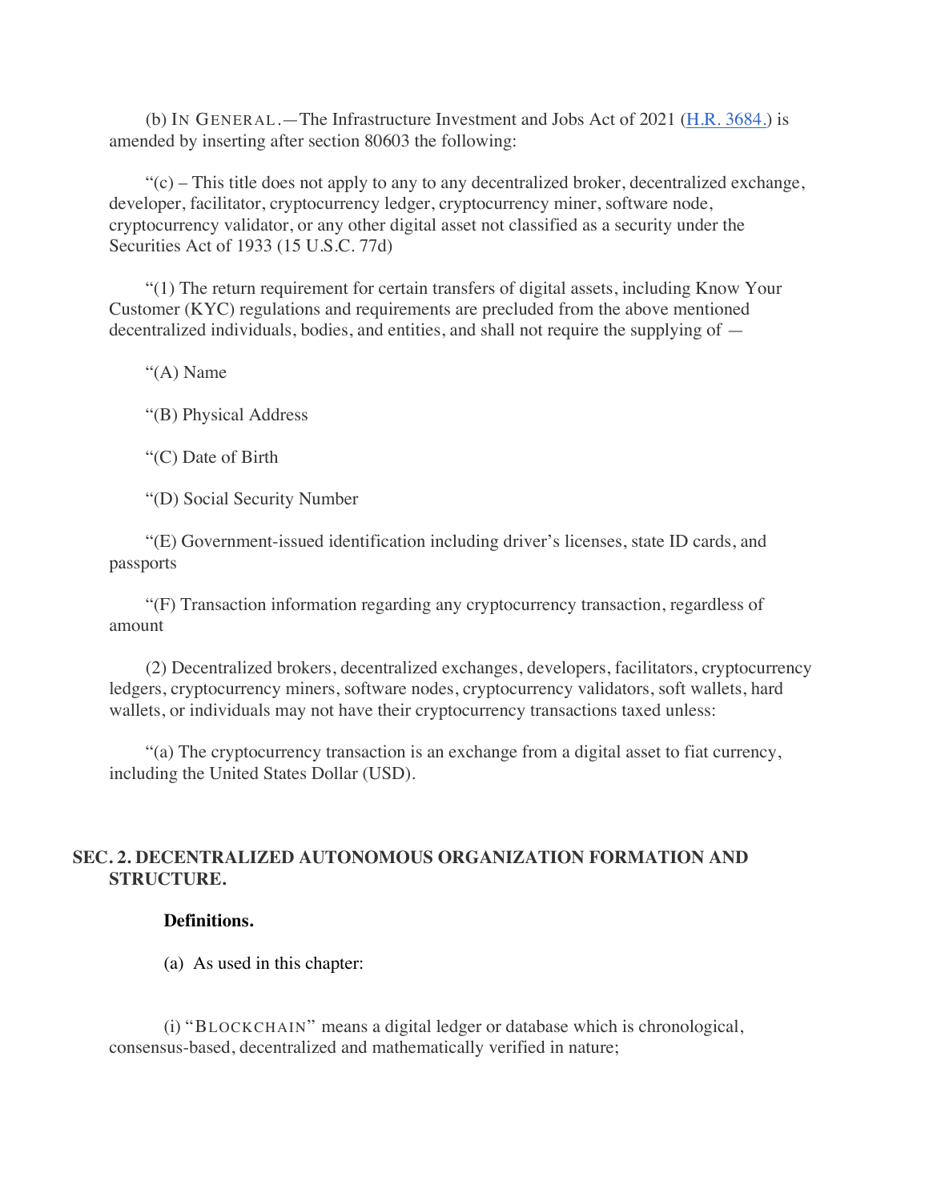(b) IN GENERAL.—The Infrastructure Investment and Jobs Act of 2021 ([H.R. 3684.](#)) is amended by inserting after section 80603 the following:

"(c) – This title does not apply to any to any decentralized broker, decentralized exchange, developer, facilitator, cryptocurrency ledger, cryptocurrency miner, software node, cryptocurrency validator, or any other digital asset not classified as a security under the Securities Act of 1933 (15 U.S.C. 77d)

"(1) The return requirement for certain transfers of digital assets, including Know Your Customer (KYC) regulations and requirements are precluded from the above mentioned decentralized individuals, bodies, and entities, and shall not require the supplying of —

"(A) Name

"(B) Physical Address

"(C) Date of Birth

"(D) Social Security Number

"(E) Government-issued identification including driver's licenses, state ID cards, and passports

"(F) Transaction information regarding any cryptocurrency transaction, regardless of amount

(2) Decentralized brokers, decentralized exchanges, developers, facilitators, cryptocurrency ledgers, cryptocurrency miners, software nodes, cryptocurrency validators, soft wallets, hard wallets, or individuals may not have their cryptocurrency transactions taxed unless:

"(a) The cryptocurrency transaction is an exchange from a digital asset to fiat currency, including the United States Dollar (USD).

## SEC. 2. DECENTRALIZED AUTONOMOUS ORGANIZATION FORMATION AND STRUCTURE.

**Definitions.**

(a) As used in this chapter:

(i) "BLOCKCHAIN" means a digital ledger or database which is chronological, consensus-based, decentralized and mathematically verified in nature;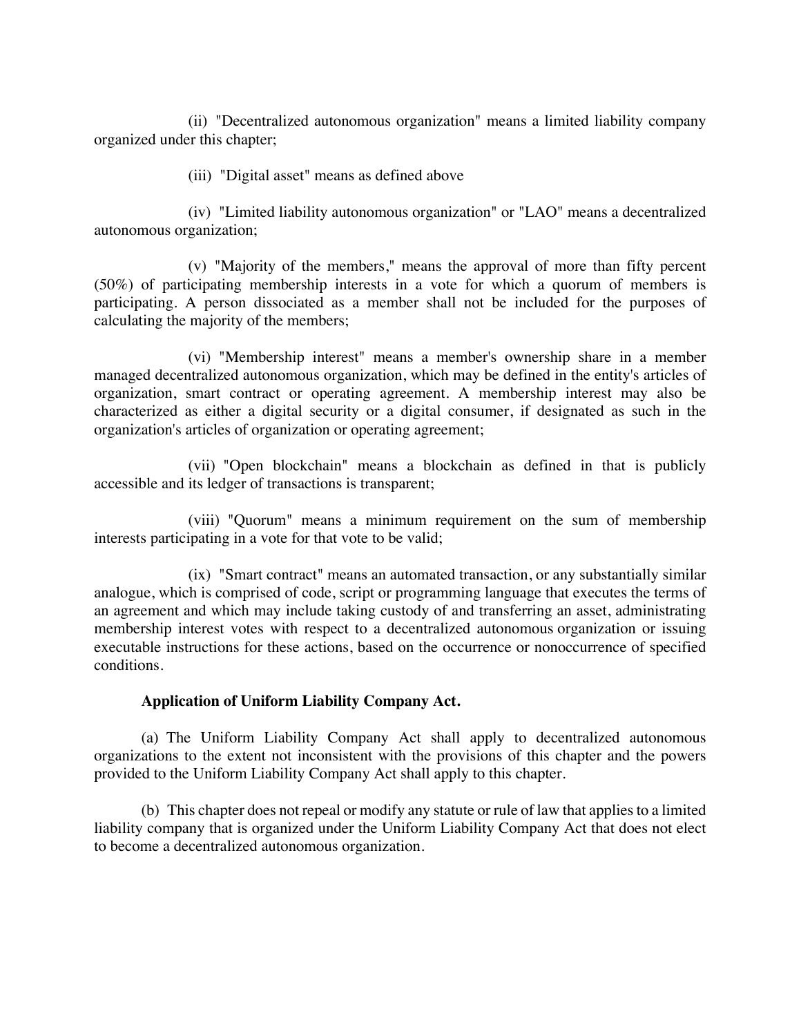(ii) "Decentralized autonomous organization" means a limited liability company organized under this chapter;

(iii) "Digital asset" means as defined above

(iv) "Limited liability autonomous organization" or "LAO" means a decentralized autonomous organization;

(v) "Majority of the members," means the approval of more than fifty percent (50%) of participating membership interests in a vote for which a quorum of members is participating. A person dissociated as a member shall not be included for the purposes of calculating the majority of the members;

(vi) "Membership interest" means a member's ownership share in a member managed decentralized autonomous organization, which may be defined in the entity's articles of organization, smart contract or operating agreement. A membership interest may also be characterized as either a digital security or a digital consumer, if designated as such in the organization's articles of organization or operating agreement;

(vii) "Open blockchain" means a blockchain as defined in that is publicly accessible and its ledger of transactions is transparent;

(viii) "Quorum" means a minimum requirement on the sum of membership interests participating in a vote for that vote to be valid;

(ix) "Smart contract" means an automated transaction, or any substantially similar analogue, which is comprised of code, script or programming language that executes the terms of an agreement and which may include taking custody of and transferring an asset, administrating membership interest votes with respect to a decentralized autonomous organization or issuing executable instructions for these actions, based on the occurrence or nonoccurrence of specified conditions.

**Application of Uniform Liability Company Act.**

(a) The Uniform Liability Company Act shall apply to decentralized autonomous organizations to the extent not inconsistent with the provisions of this chapter and the powers provided to the Uniform Liability Company Act shall apply to this chapter.

(b) This chapter does not repeal or modify any statute or rule of law that applies to a limited liability company that is organized under the Uniform Liability Company Act that does not elect to become a decentralized autonomous organization.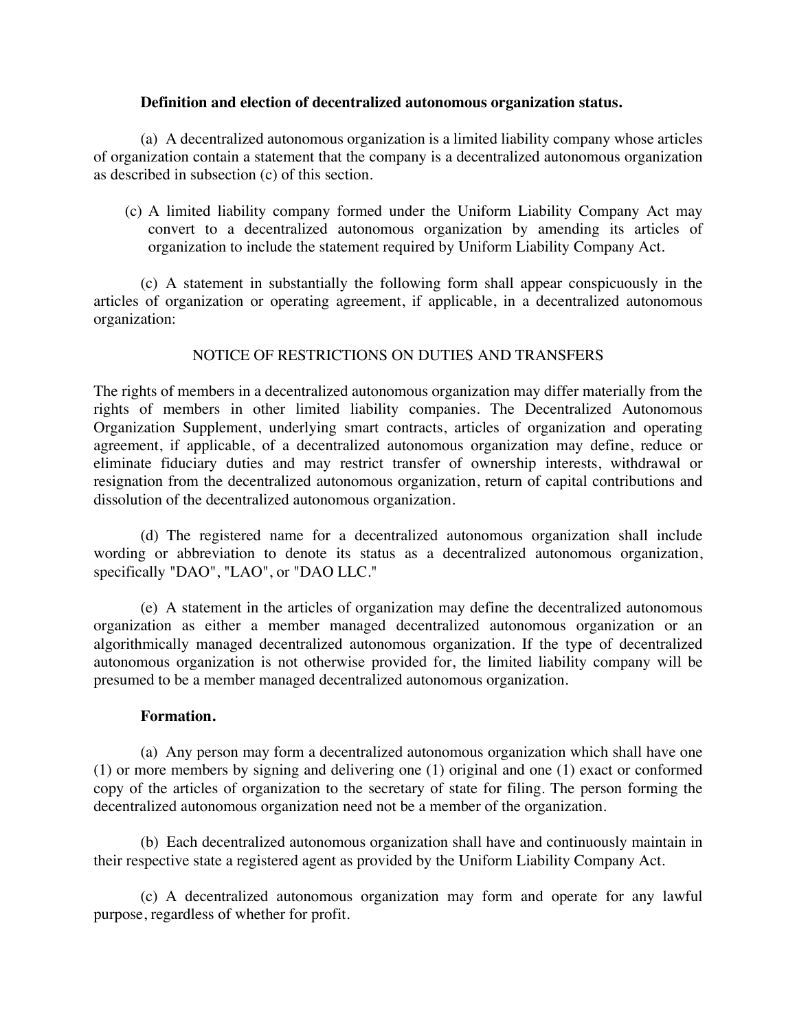**Definition and election of decentralized autonomous organization status.**

(a) A decentralized autonomous organization is a limited liability company whose articles of organization contain a statement that the company is a decentralized autonomous organization as described in subsection (c) of this section.

(c) A limited liability company formed under the Uniform Liability Company Act may convert to a decentralized autonomous organization by amending its articles of organization to include the statement required by Uniform Liability Company Act.

(c) A statement in substantially the following form shall appear conspicuously in the articles of organization or operating agreement, if applicable, in a decentralized autonomous organization:

NOTICE OF RESTRICTIONS ON DUTIES AND TRANSFERS

The rights of members in a decentralized autonomous organization may differ materially from the rights of members in other limited liability companies. The Decentralized Autonomous Organization Supplement, underlying smart contracts, articles of organization and operating agreement, if applicable, of a decentralized autonomous organization may define, reduce or eliminate fiduciary duties and may restrict transfer of ownership interests, withdrawal or resignation from the decentralized autonomous organization, return of capital contributions and dissolution of the decentralized autonomous organization.

(d) The registered name for a decentralized autonomous organization shall include wording or abbreviation to denote its status as a decentralized autonomous organization, specifically "DAO", "LAO", or "DAO LLC."

(e) A statement in the articles of organization may define the decentralized autonomous organization as either a member managed decentralized autonomous organization or an algorithmically managed decentralized autonomous organization. If the type of decentralized autonomous organization is not otherwise provided for, the limited liability company will be presumed to be a member managed decentralized autonomous organization.

**Formation.**

(a) Any person may form a decentralized autonomous organization which shall have one (1) or more members by signing and delivering one (1) original and one (1) exact or conformed copy of the articles of organization to the secretary of state for filing. The person forming the decentralized autonomous organization need not be a member of the organization.

(b) Each decentralized autonomous organization shall have and continuously maintain in their respective state a registered agent as provided by the Uniform Liability Company Act.

(c) A decentralized autonomous organization may form and operate for any lawful purpose, regardless of whether for profit.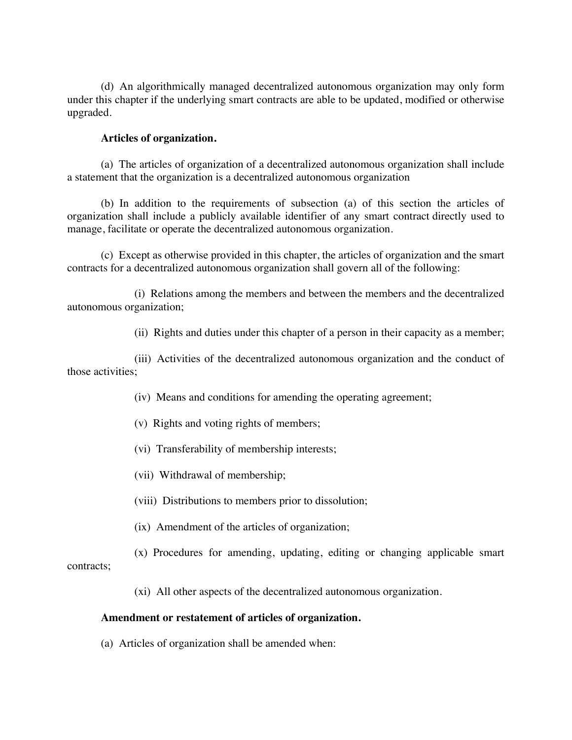(d) An algorithmically managed decentralized autonomous organization may only form under this chapter if the underlying smart contracts are able to be updated, modified or otherwise upgraded.

**Articles of organization.**

(a) The articles of organization of a decentralized autonomous organization shall include a statement that the organization is a decentralized autonomous organization

(b) In addition to the requirements of subsection (a) of this section the articles of organization shall include a publicly available identifier of any smart contract directly used to manage, facilitate or operate the decentralized autonomous organization.

(c) Except as otherwise provided in this chapter, the articles of organization and the smart contracts for a decentralized autonomous organization shall govern all of the following:

(i) Relations among the members and between the members and the decentralized autonomous organization;

(ii) Rights and duties under this chapter of a person in their capacity as a member;

(iii) Activities of the decentralized autonomous organization and the conduct of those activities;

(iv) Means and conditions for amending the operating agreement;

(v) Rights and voting rights of members;

(vi) Transferability of membership interests;

(vii) Withdrawal of membership;

(viii) Distributions to members prior to dissolution;

(ix) Amendment of the articles of organization;

(x) Procedures for amending, updating, editing or changing applicable smart contracts;

(xi) All other aspects of the decentralized autonomous organization.

**Amendment or restatement of articles of organization.**

(a) Articles of organization shall be amended when: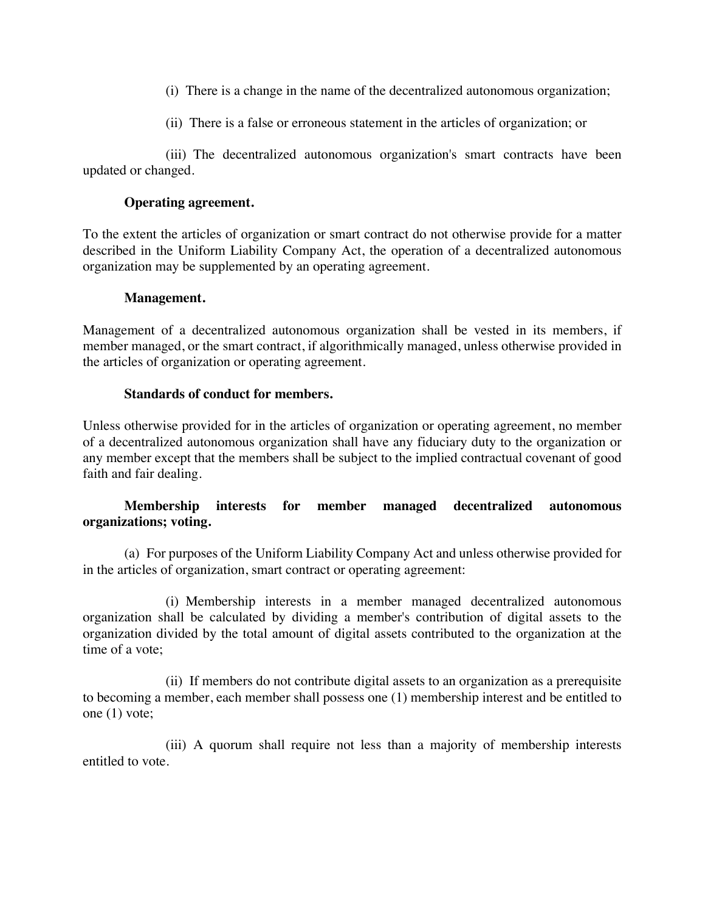(i) There is a change in the name of the decentralized autonomous organization;

(ii) There is a false or erroneous statement in the articles of organization; or

(iii) The decentralized autonomous organization's smart contracts have been updated or changed.

**Operating agreement.**

To the extent the articles of organization or smart contract do not otherwise provide for a matter described in the Uniform Liability Company Act, the operation of a decentralized autonomous organization may be supplemented by an operating agreement.

**Management.**

Management of a decentralized autonomous organization shall be vested in its members, if member managed, or the smart contract, if algorithmically managed, unless otherwise provided in the articles of organization or operating agreement.

**Standards of conduct for members.**

Unless otherwise provided for in the articles of organization or operating agreement, no member of a decentralized autonomous organization shall have any fiduciary duty to the organization or any member except that the members shall be subject to the implied contractual covenant of good faith and fair dealing.

**Membership interests for member managed decentralized autonomous organizations; voting.**

(a) For purposes of the Uniform Liability Company Act and unless otherwise provided for in the articles of organization, smart contract or operating agreement:

(i) Membership interests in a member managed decentralized autonomous organization shall be calculated by dividing a member's contribution of digital assets to the organization divided by the total amount of digital assets contributed to the organization at the time of a vote;

(ii) If members do not contribute digital assets to an organization as a prerequisite to becoming a member, each member shall possess one (1) membership interest and be entitled to one (1) vote;

(iii) A quorum shall require not less than a majority of membership interests entitled to vote.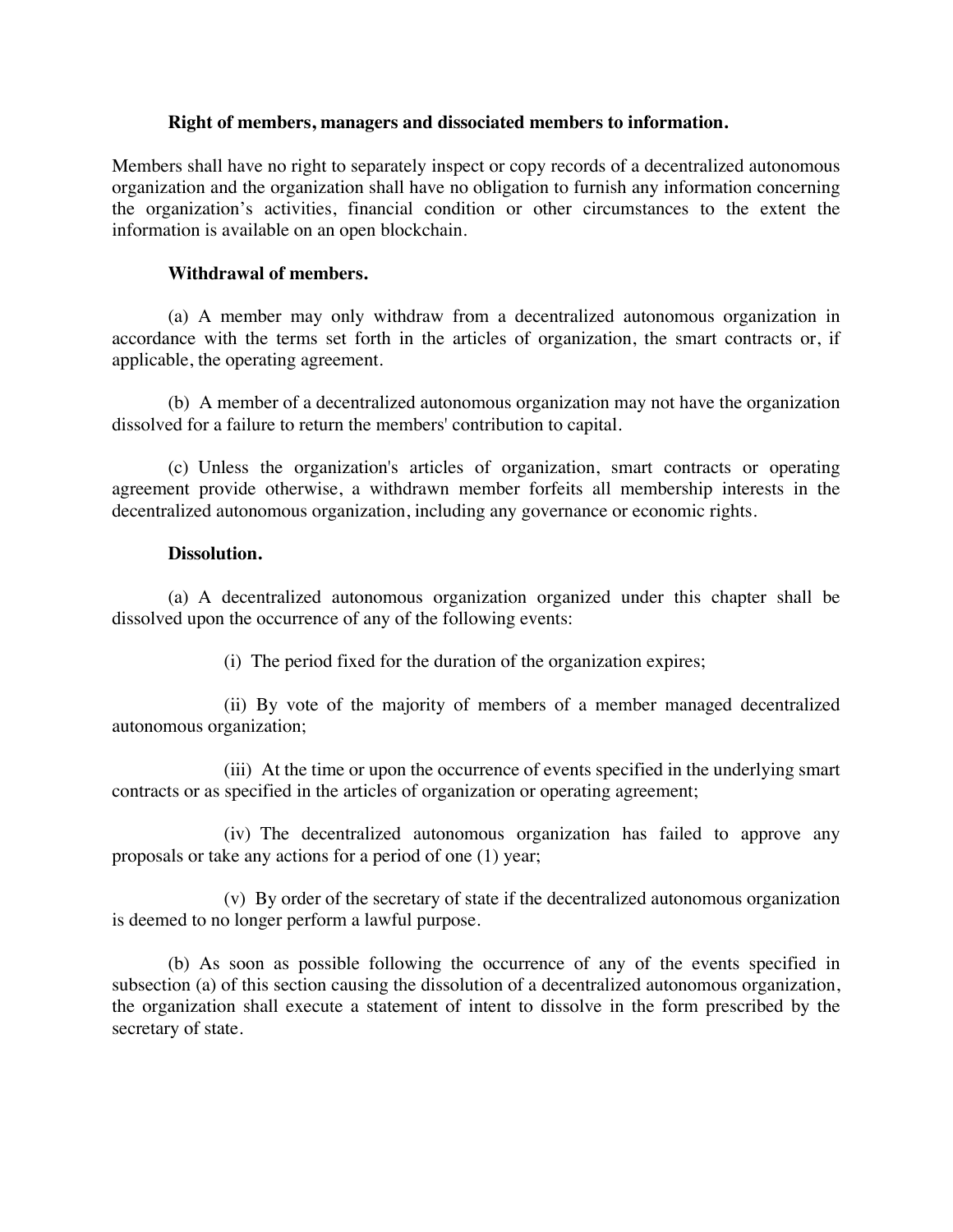**Right of members, managers and dissociated members to information.**

Members shall have no right to separately inspect or copy records of a decentralized autonomous organization and the organization shall have no obligation to furnish any information concerning the organization's activities, financial condition or other circumstances to the extent the information is available on an open blockchain.

**Withdrawal of members.**

(a) A member may only withdraw from a decentralized autonomous organization in accordance with the terms set forth in the articles of organization, the smart contracts or, if applicable, the operating agreement.

(b) A member of a decentralized autonomous organization may not have the organization dissolved for a failure to return the members' contribution to capital.

(c) Unless the organization's articles of organization, smart contracts or operating agreement provide otherwise, a withdrawn member forfeits all membership interests in the decentralized autonomous organization, including any governance or economic rights.

**Dissolution.**

(a) A decentralized autonomous organization organized under this chapter shall be dissolved upon the occurrence of any of the following events:

(i) The period fixed for the duration of the organization expires;

(ii) By vote of the majority of members of a member managed decentralized autonomous organization;

(iii) At the time or upon the occurrence of events specified in the underlying smart contracts or as specified in the articles of organization or operating agreement;

(iv) The decentralized autonomous organization has failed to approve any proposals or take any actions for a period of one (1) year;

(v) By order of the secretary of state if the decentralized autonomous organization is deemed to no longer perform a lawful purpose.

(b) As soon as possible following the occurrence of any of the events specified in subsection (a) of this section causing the dissolution of a decentralized autonomous organization, the organization shall execute a statement of intent to dissolve in the form prescribed by the secretary of state.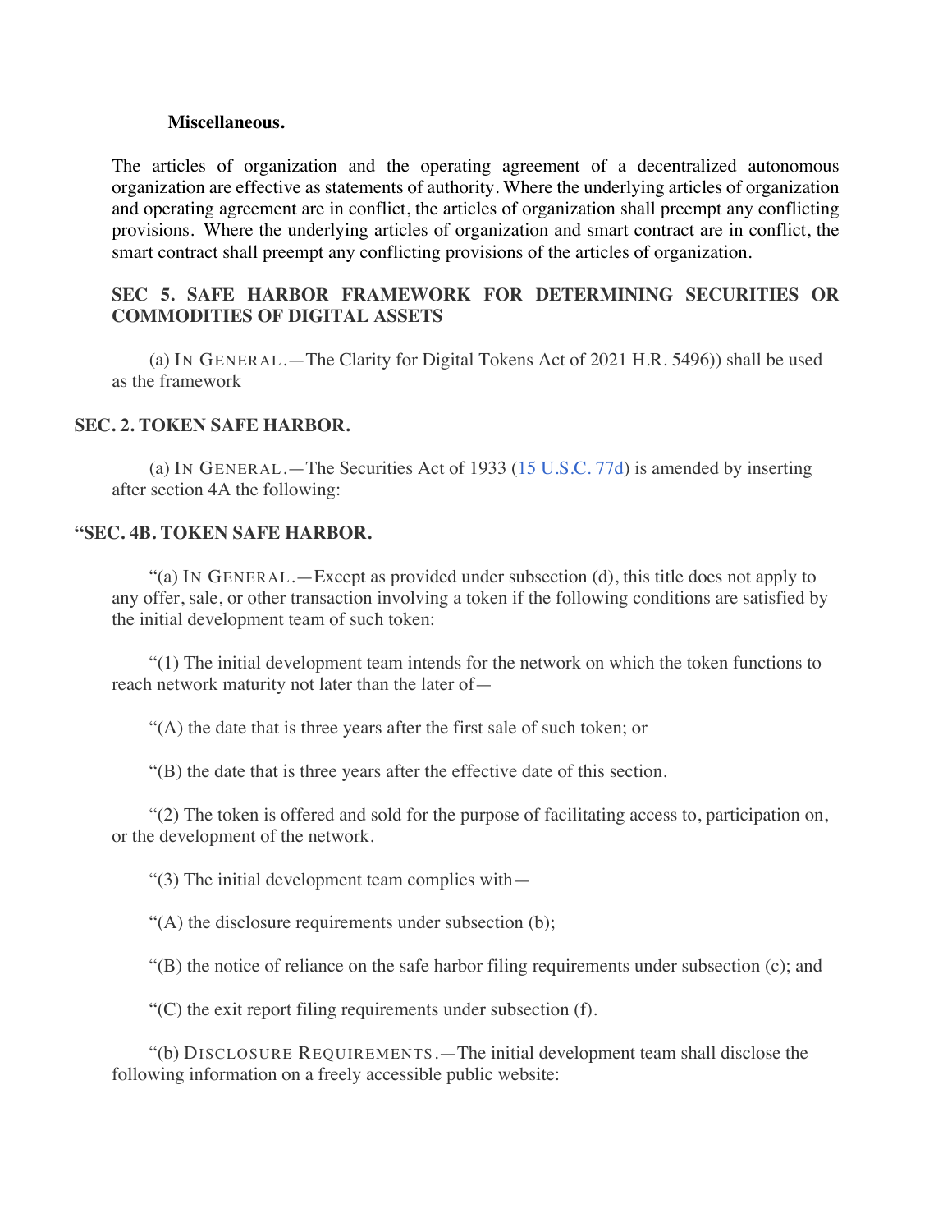**Miscellaneous.**

The articles of organization and the operating agreement of a decentralized autonomous organization are effective as statements of authority. Where the underlying articles of organization and operating agreement are in conflict, the articles of organization shall preempt any conflicting provisions. Where the underlying articles of organization and smart contract are in conflict, the smart contract shall preempt any conflicting provisions of the articles of organization.

**SEC 5. SAFE HARBOR FRAMEWORK FOR DETERMINING SECURITIES OR COMMODITIES OF DIGITAL ASSETS**

(a) IN GENERAL.—The Clarity for Digital Tokens Act of 2021 H.R. 5496)) shall be used as the framework

**SEC. 2. TOKEN SAFE HARBOR.**

(a) IN GENERAL.—The Securities Act of 1933 (15 U.S.C. 77d) is amended by inserting after section 4A the following:

**"SEC. 4B. TOKEN SAFE HARBOR.**

"(a) IN GENERAL.—Except as provided under subsection (d), this title does not apply to any offer, sale, or other transaction involving a token if the following conditions are satisfied by the initial development team of such token:

"(1) The initial development team intends for the network on which the token functions to reach network maturity not later than the later of—

"(A) the date that is three years after the first sale of such token; or

"(B) the date that is three years after the effective date of this section.

"(2) The token is offered and sold for the purpose of facilitating access to, participation on, or the development of the network.

"(3) The initial development team complies with—

"(A) the disclosure requirements under subsection (b);

"(B) the notice of reliance on the safe harbor filing requirements under subsection (c); and

"(C) the exit report filing requirements under subsection (f).

"(b) DISCLOSURE REQUIREMENTS.—The initial development team shall disclose the following information on a freely accessible public website: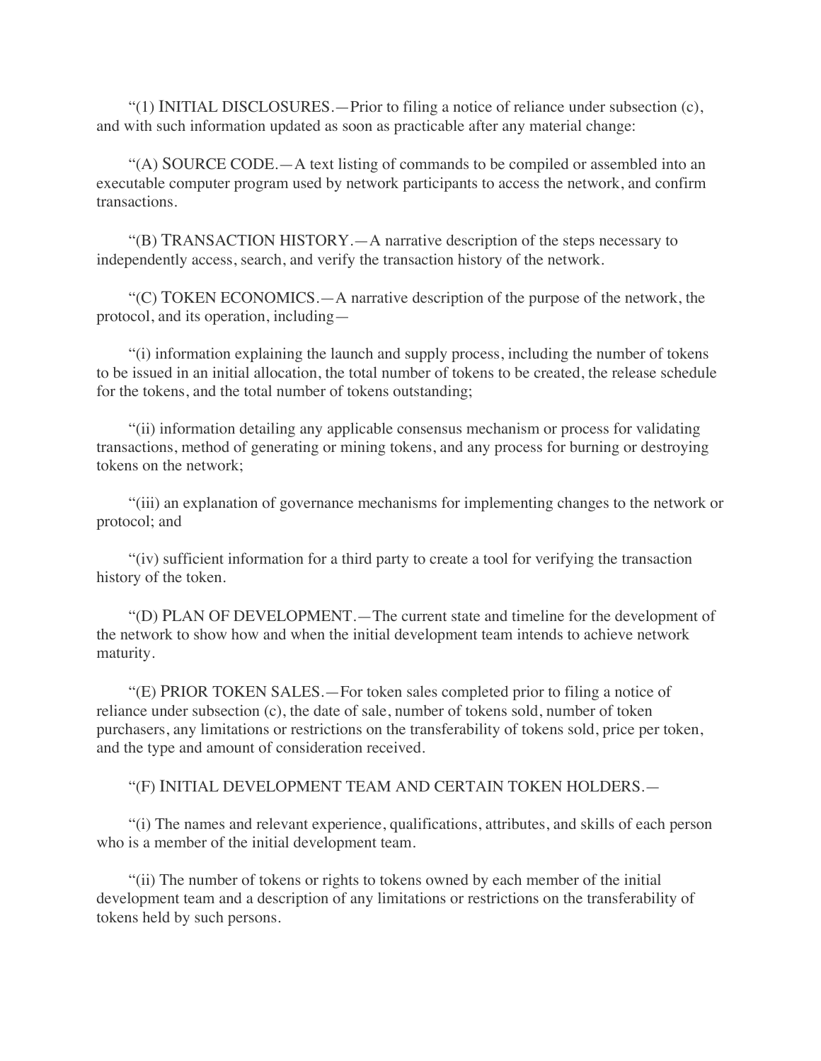"(1) INITIAL DISCLOSURES.—Prior to filing a notice of reliance under subsection (c), and with such information updated as soon as practicable after any material change:

"(A) SOURCE CODE.—A text listing of commands to be compiled or assembled into an executable computer program used by network participants to access the network, and confirm transactions.

"(B) TRANSACTION HISTORY.—A narrative description of the steps necessary to independently access, search, and verify the transaction history of the network.

"(C) TOKEN ECONOMICS.—A narrative description of the purpose of the network, the protocol, and its operation, including—

"(i) information explaining the launch and supply process, including the number of tokens to be issued in an initial allocation, the total number of tokens to be created, the release schedule for the tokens, and the total number of tokens outstanding;

"(ii) information detailing any applicable consensus mechanism or process for validating transactions, method of generating or mining tokens, and any process for burning or destroying tokens on the network;

"(iii) an explanation of governance mechanisms for implementing changes to the network or protocol; and

"(iv) sufficient information for a third party to create a tool for verifying the transaction history of the token.

"(D) PLAN OF DEVELOPMENT.—The current state and timeline for the development of the network to show how and when the initial development team intends to achieve network maturity.

"(E) PRIOR TOKEN SALES.—For token sales completed prior to filing a notice of reliance under subsection (c), the date of sale, number of tokens sold, number of token purchasers, any limitations or restrictions on the transferability of tokens sold, price per token, and the type and amount of consideration received.

"(F) INITIAL DEVELOPMENT TEAM AND CERTAIN TOKEN HOLDERS.—

"(i) The names and relevant experience, qualifications, attributes, and skills of each person who is a member of the initial development team.

"(ii) The number of tokens or rights to tokens owned by each member of the initial development team and a description of any limitations or restrictions on the transferability of tokens held by such persons.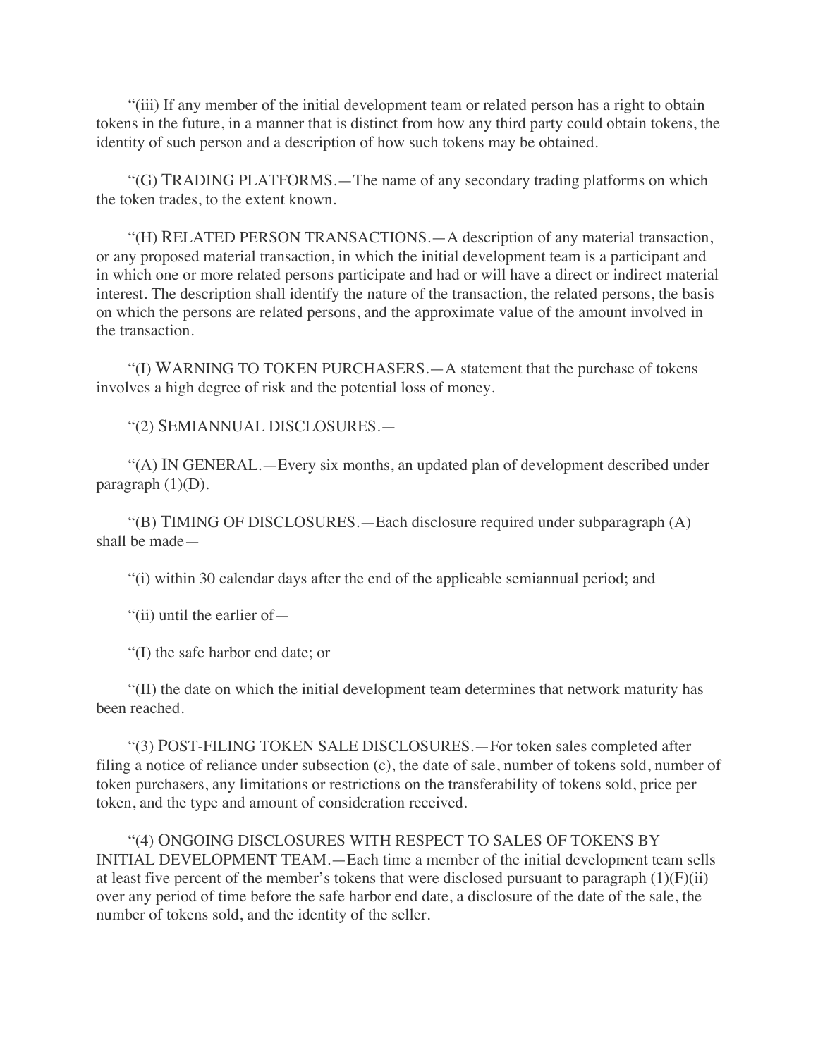“(iii) If any member of the initial development team or related person has a right to obtain tokens in the future, in a manner that is distinct from how any third party could obtain tokens, the identity of such person and a description of how such tokens may be obtained.

“(G) TRADING PLATFORMS.—The name of any secondary trading platforms on which the token trades, to the extent known.

“(H) RELATED PERSON TRANSACTIONS.—A description of any material transaction, or any proposed material transaction, in which the initial development team is a participant and in which one or more related persons participate and had or will have a direct or indirect material interest. The description shall identify the nature of the transaction, the related persons, the basis on which the persons are related persons, and the approximate value of the amount involved in the transaction.

“(I) WARNING TO TOKEN PURCHASERS.—A statement that the purchase of tokens involves a high degree of risk and the potential loss of money.

“(2) SEMIANNUAL DISCLOSURES.—

“(A) IN GENERAL.—Every six months, an updated plan of development described under paragraph (1)(D).

“(B) TIMING OF DISCLOSURES.—Each disclosure required under subparagraph (A) shall be made—

“(i) within 30 calendar days after the end of the applicable semiannual period; and

“(ii) until the earlier of—

“(I) the safe harbor end date; or

“(II) the date on which the initial development team determines that network maturity has been reached.

“(3) POST-FILING TOKEN SALE DISCLOSURES.—For token sales completed after filing a notice of reliance under subsection (c), the date of sale, number of tokens sold, number of token purchasers, any limitations or restrictions on the transferability of tokens sold, price per token, and the type and amount of consideration received.

“(4) ONGOING DISCLOSURES WITH RESPECT TO SALES OF TOKENS BY INITIAL DEVELOPMENT TEAM.—Each time a member of the initial development team sells at least five percent of the member’s tokens that were disclosed pursuant to paragraph (1)(F)(ii) over any period of time before the safe harbor end date, a disclosure of the date of the sale, the number of tokens sold, and the identity of the seller.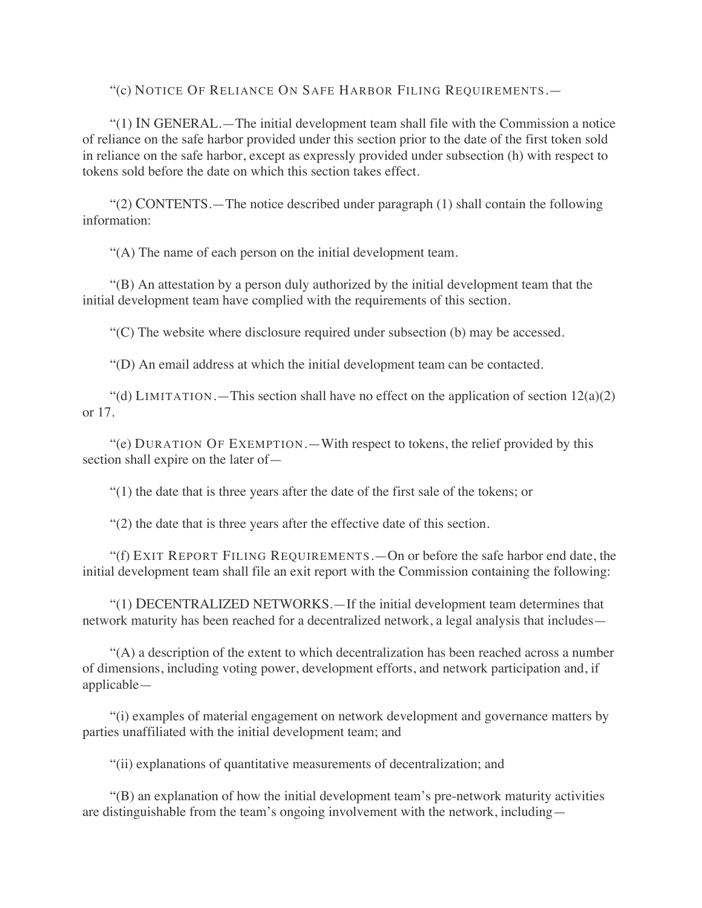"(c) NOTICE OF RELIANCE ON SAFE HARBOR FILING REQUIREMENTS.—

"(1) IN GENERAL.—The initial development team shall file with the Commission a notice of reliance on the safe harbor provided under this section prior to the date of the first token sold in reliance on the safe harbor, except as expressly provided under subsection (h) with respect to tokens sold before the date on which this section takes effect.

"(2) CONTENTS.—The notice described under paragraph (1) shall contain the following information:

"(A) The name of each person on the initial development team.

"(B) An attestation by a person duly authorized by the initial development team that the initial development team have complied with the requirements of this section.

"(C) The website where disclosure required under subsection (b) may be accessed.

"(D) An email address at which the initial development team can be contacted.

"(d) LIMITATION.—This section shall have no effect on the application of section 12(a)(2) or 17.

"(e) DURATION OF EXEMPTION.—With respect to tokens, the relief provided by this section shall expire on the later of—

"(1) the date that is three years after the date of the first sale of the tokens; or

"(2) the date that is three years after the effective date of this section.

"(f) EXIT REPORT FILING REQUIREMENTS.—On or before the safe harbor end date, the initial development team shall file an exit report with the Commission containing the following:

"(1) DECENTRALIZED NETWORKS.—If the initial development team determines that network maturity has been reached for a decentralized network, a legal analysis that includes—

"(A) a description of the extent to which decentralization has been reached across a number of dimensions, including voting power, development efforts, and network participation and, if applicable—

"(i) examples of material engagement on network development and governance matters by parties unaffiliated with the initial development team; and

"(ii) explanations of quantitative measurements of decentralization; and

"(B) an explanation of how the initial development team's pre-network maturity activities are distinguishable from the team's ongoing involvement with the network, including—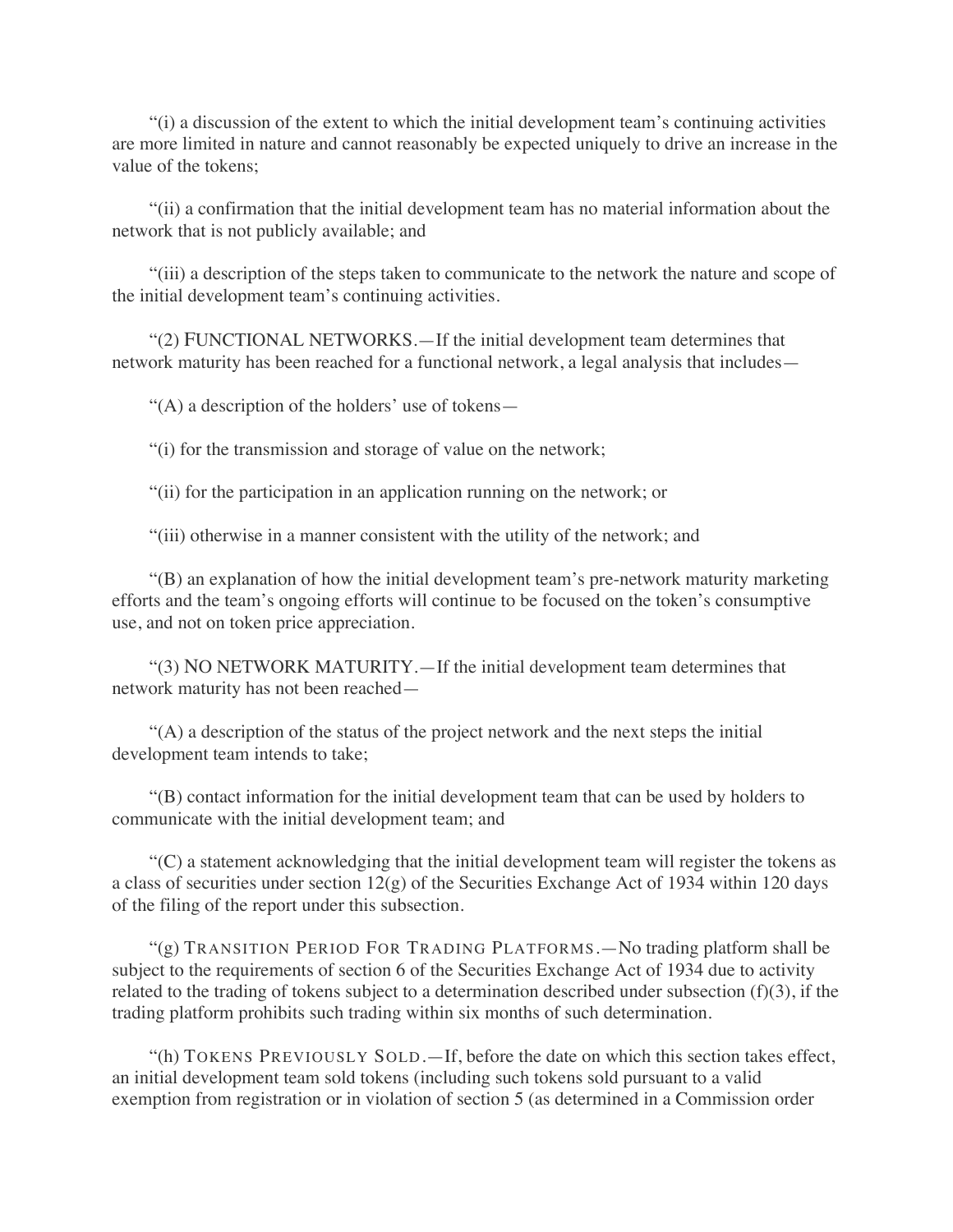"(i) a discussion of the extent to which the initial development team's continuing activities are more limited in nature and cannot reasonably be expected uniquely to drive an increase in the value of the tokens;

"(ii) a confirmation that the initial development team has no material information about the network that is not publicly available; and

"(iii) a description of the steps taken to communicate to the network the nature and scope of the initial development team's continuing activities.

"(2) FUNCTIONAL NETWORKS.—If the initial development team determines that network maturity has been reached for a functional network, a legal analysis that includes—

"(A) a description of the holders' use of tokens—

"(i) for the transmission and storage of value on the network;

"(ii) for the participation in an application running on the network; or

"(iii) otherwise in a manner consistent with the utility of the network; and

"(B) an explanation of how the initial development team's pre-network maturity marketing efforts and the team's ongoing efforts will continue to be focused on the token's consumptive use, and not on token price appreciation.

"(3) NO NETWORK MATURITY.—If the initial development team determines that network maturity has not been reached—

"(A) a description of the status of the project network and the next steps the initial development team intends to take;

"(B) contact information for the initial development team that can be used by holders to communicate with the initial development team; and

"(C) a statement acknowledging that the initial development team will register the tokens as a class of securities under section 12(g) of the Securities Exchange Act of 1934 within 120 days of the filing of the report under this subsection.

"(g) TRANSITION PERIOD FOR TRADING PLATFORMS.—No trading platform shall be subject to the requirements of section 6 of the Securities Exchange Act of 1934 due to activity related to the trading of tokens subject to a determination described under subsection (f)(3), if the trading platform prohibits such trading within six months of such determination.

"(h) TOKENS PREVIOUSLY SOLD.—If, before the date on which this section takes effect, an initial development team sold tokens (including such tokens sold pursuant to a valid exemption from registration or in violation of section 5 (as determined in a Commission order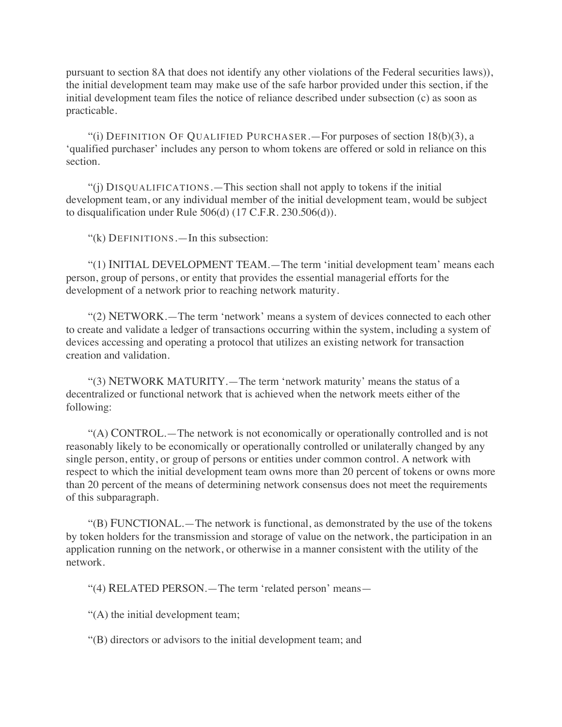pursuant to section 8A that does not identify any other violations of the Federal securities laws)), the initial development team may make use of the safe harbor provided under this section, if the initial development team files the notice of reliance described under subsection (c) as soon as practicable.

"(i) DEFINITION OF QUALIFIED PURCHASER.—For purposes of section 18(b)(3), a 'qualified purchaser' includes any person to whom tokens are offered or sold in reliance on this section.

"(j) DISQUALIFICATIONS.—This section shall not apply to tokens if the initial development team, or any individual member of the initial development team, would be subject to disqualification under Rule 506(d) (17 C.F.R. 230.506(d)).

"(k) DEFINITIONS.—In this subsection:

"(1) INITIAL DEVELOPMENT TEAM.—The term 'initial development team' means each person, group of persons, or entity that provides the essential managerial efforts for the development of a network prior to reaching network maturity.

"(2) NETWORK.—The term 'network' means a system of devices connected to each other to create and validate a ledger of transactions occurring within the system, including a system of devices accessing and operating a protocol that utilizes an existing network for transaction creation and validation.

"(3) NETWORK MATURITY.—The term 'network maturity' means the status of a decentralized or functional network that is achieved when the network meets either of the following:

"(A) CONTROL.—The network is not economically or operationally controlled and is not reasonably likely to be economically or operationally controlled or unilaterally changed by any single person, entity, or group of persons or entities under common control. A network with respect to which the initial development team owns more than 20 percent of tokens or owns more than 20 percent of the means of determining network consensus does not meet the requirements of this subparagraph.

"(B) FUNCTIONAL.—The network is functional, as demonstrated by the use of the tokens by token holders for the transmission and storage of value on the network, the participation in an application running on the network, or otherwise in a manner consistent with the utility of the network.

"(4) RELATED PERSON.—The term 'related person' means—

"(A) the initial development team;

"(B) directors or advisors to the initial development team; and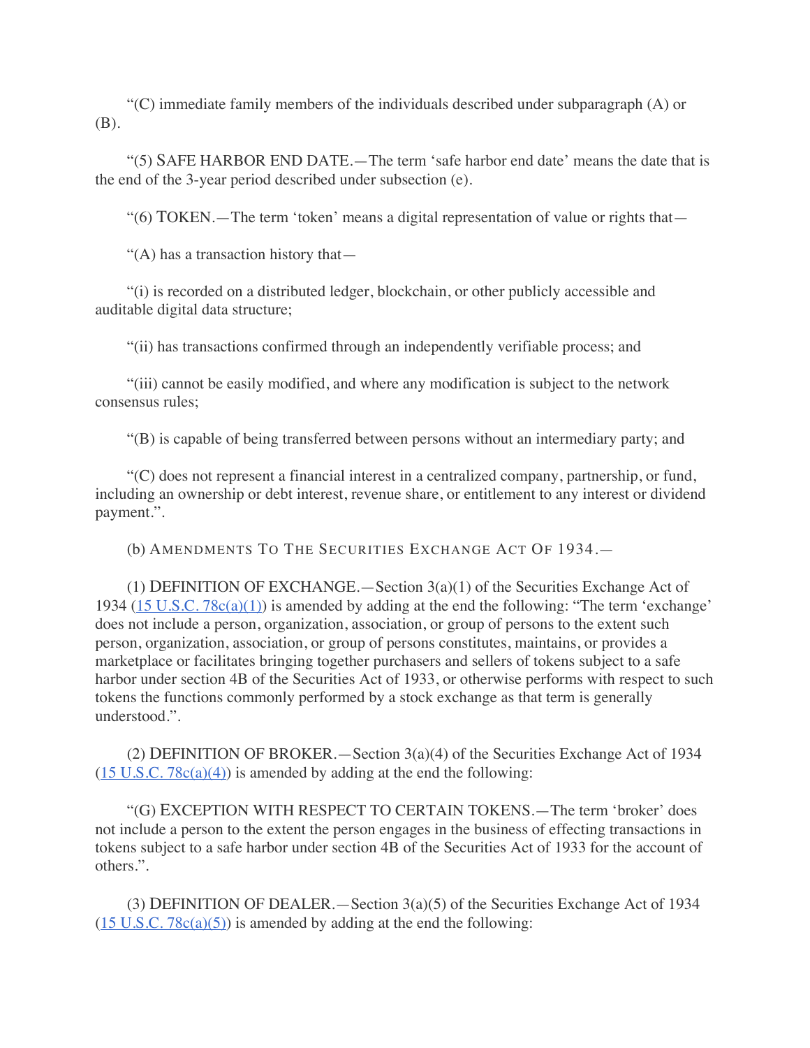"(C) immediate family members of the individuals described under subparagraph (A) or (B).

"(5) SAFE HARBOR END DATE.—The term 'safe harbor end date' means the date that is the end of the 3-year period described under subsection (e).

"(6) TOKEN.—The term 'token' means a digital representation of value or rights that—

"(A) has a transaction history that—

"(i) is recorded on a distributed ledger, blockchain, or other publicly accessible and auditable digital data structure;

"(ii) has transactions confirmed through an independently verifiable process; and

"(iii) cannot be easily modified, and where any modification is subject to the network consensus rules;

"(B) is capable of being transferred between persons without an intermediary party; and

"(C) does not represent a financial interest in a centralized company, partnership, or fund, including an ownership or debt interest, revenue share, or entitlement to any interest or dividend payment.".

(b) AMENDMENTS TO THE SECURITIES EXCHANGE ACT OF 1934.—

(1) DEFINITION OF EXCHANGE.—Section 3(a)(1) of the Securities Exchange Act of 1934 ([15 U.S.C. 78c(a)(1)]) is amended by adding at the end the following: "The term 'exchange' does not include a person, organization, association, or group of persons to the extent such person, organization, association, or group of persons constitutes, maintains, or provides a marketplace or facilitates bringing together purchasers and sellers of tokens subject to a safe harbor under section 4B of the Securities Act of 1933, or otherwise performs with respect to such tokens the functions commonly performed by a stock exchange as that term is generally understood.".

(2) DEFINITION OF BROKER.—Section 3(a)(4) of the Securities Exchange Act of 1934 ([15 U.S.C. 78c(a)(4)]) is amended by adding at the end the following:

"(G) EXCEPTION WITH RESPECT TO CERTAIN TOKENS.—The term 'broker' does not include a person to the extent the person engages in the business of effecting transactions in tokens subject to a safe harbor under section 4B of the Securities Act of 1933 for the account of others.".

(3) DEFINITION OF DEALER.—Section 3(a)(5) of the Securities Exchange Act of 1934 ([15 U.S.C. 78c(a)(5)]) is amended by adding at the end the following: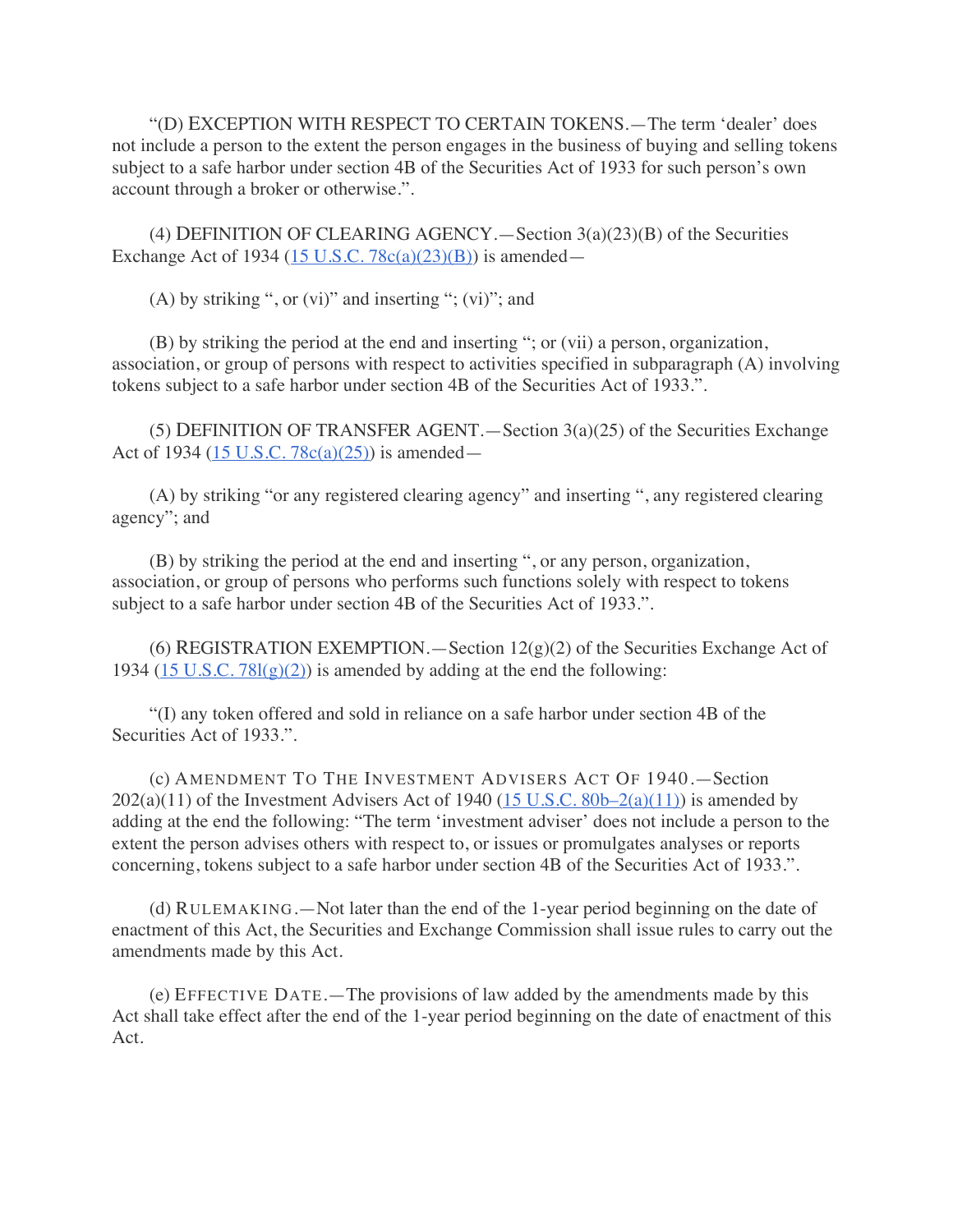“(D) EXCEPTION WITH RESPECT TO CERTAIN TOKENS.—The term ‘dealer’ does not include a person to the extent the person engages in the business of buying and selling tokens subject to a safe harbor under section 4B of the Securities Act of 1933 for such person’s own account through a broker or otherwise.”.

(4) DEFINITION OF CLEARING AGENCY.—Section 3(a)(23)(B) of the Securities Exchange Act of 1934 (15 U.S.C. 78c(a)(23)(B)) is amended—

(A) by striking “, or (vi)” and inserting “; (vi)”; and

(B) by striking the period at the end and inserting “; or (vii) a person, organization, association, or group of persons with respect to activities specified in subparagraph (A) involving tokens subject to a safe harbor under section 4B of the Securities Act of 1933.”.

(5) DEFINITION OF TRANSFER AGENT.—Section 3(a)(25) of the Securities Exchange Act of 1934 (15 U.S.C. 78c(a)(25)) is amended—

(A) by striking “or any registered clearing agency” and inserting “, any registered clearing agency”; and

(B) by striking the period at the end and inserting “, or any person, organization, association, or group of persons who performs such functions solely with respect to tokens subject to a safe harbor under section 4B of the Securities Act of 1933.”.

(6) REGISTRATION EXEMPTION.—Section 12(g)(2) of the Securities Exchange Act of 1934 (15 U.S.C. 78l(g)(2)) is amended by adding at the end the following:

“(I) any token offered and sold in reliance on a safe harbor under section 4B of the Securities Act of 1933.”.

(c) AMENDMENT TO THE INVESTMENT ADVISERS ACT OF 1940.—Section 202(a)(11) of the Investment Advisers Act of 1940 (15 U.S.C. 80b–2(a)(11)) is amended by adding at the end the following: “The term ‘investment adviser’ does not include a person to the extent the person advises others with respect to, or issues or promulgates analyses or reports concerning, tokens subject to a safe harbor under section 4B of the Securities Act of 1933.”.

(d) RULEMAKING.—Not later than the end of the 1-year period beginning on the date of enactment of this Act, the Securities and Exchange Commission shall issue rules to carry out the amendments made by this Act.

(e) EFFECTIVE DATE.—The provisions of law added by the amendments made by this Act shall take effect after the end of the 1-year period beginning on the date of enactment of this Act.